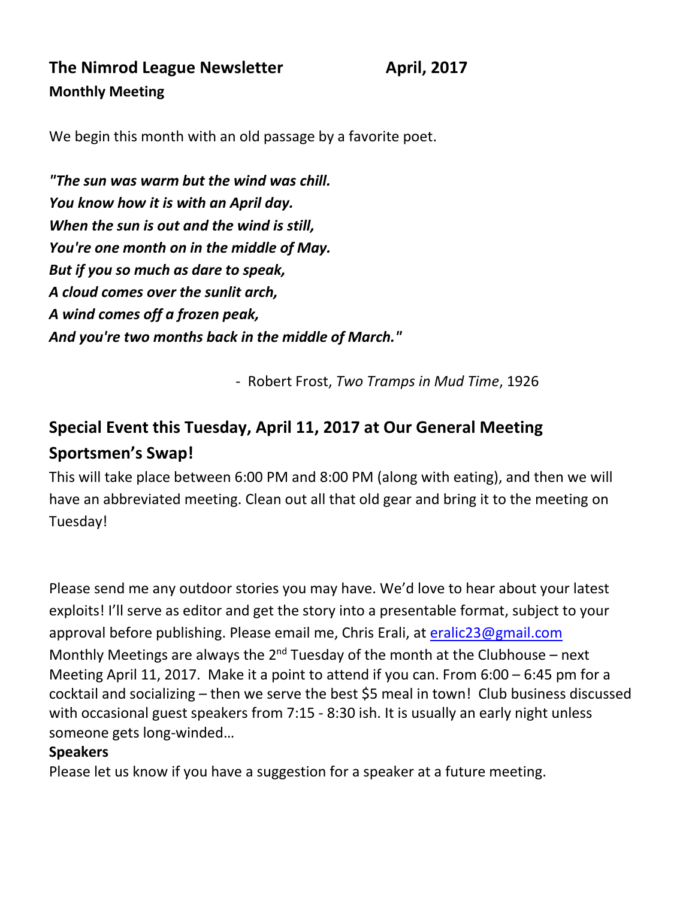## The Nimrod League Newsletter April, 2017

**Monthly Meeting**

We begin this month with an old passage by a favorite poet.

***"The sun was warm but the wind was chill.***
***You know how it is with an April day.***
***When the sun is out and the wind is still,***
***You're one month on in the middle of May.***
***But if you so much as dare to speak,***
***A cloud comes over the sunlit arch,***
***A wind comes off a frozen peak,***
***And you're two months back in the middle of March."***

- Robert Frost, *Two Tramps in Mud Time*, 1926

## Special Event this Tuesday, April 11, 2017 at Our General Meeting

## Sportsmen's Swap!

This will take place between 6:00 PM and 8:00 PM (along with eating), and then we will have an abbreviated meeting. Clean out all that old gear and bring it to the meeting on Tuesday!

Please send me any outdoor stories you may have. We'd love to hear about your latest exploits! I'll serve as editor and get the story into a presentable format, subject to your approval before publishing. Please email me, Chris Erali, at eralic23@gmail.com

Monthly Meetings are always the 2nd Tuesday of the month at the Clubhouse – next Meeting April 11, 2017. Make it a point to attend if you can. From 6:00 – 6:45 pm for a cocktail and socializing – then we serve the best $5 meal in town! Club business discussed with occasional guest speakers from 7:15 - 8:30 ish. It is usually an early night unless someone gets long-winded…

**Speakers**

Please let us know if you have a suggestion for a speaker at a future meeting.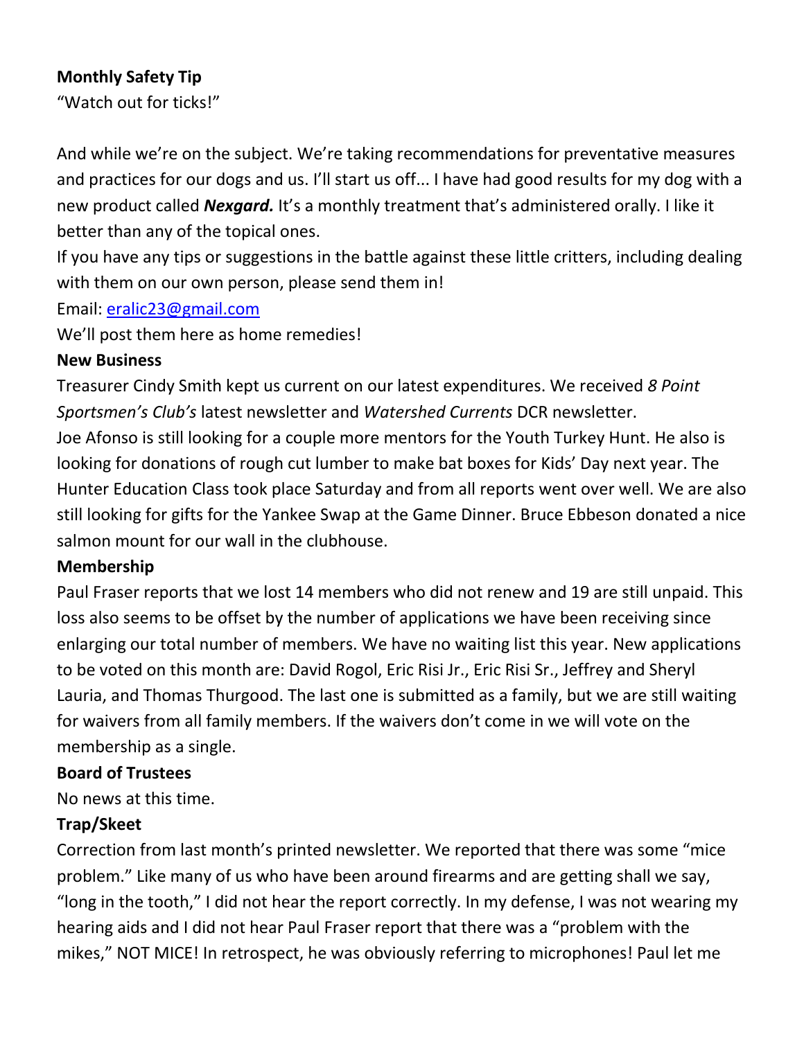**Monthly Safety Tip**

"Watch out for ticks!"

And while we're on the subject. We're taking recommendations for preventative measures and practices for our dogs and us. I'll start us off... I have had good results for my dog with a new product called ***Nexgard.*** It's a monthly treatment that's administered orally. I like it better than any of the topical ones.

If you have any tips or suggestions in the battle against these little critters, including dealing with them on our own person, please send them in!

Email: eralic23@gmail.com

We'll post them here as home remedies!

**New Business**

Treasurer Cindy Smith kept us current on our latest expenditures. We received *8 Point Sportsmen's Club's* latest newsletter and *Watershed Currents* DCR newsletter.

Joe Afonso is still looking for a couple more mentors for the Youth Turkey Hunt. He also is looking for donations of rough cut lumber to make bat boxes for Kids' Day next year. The Hunter Education Class took place Saturday and from all reports went over well. We are also still looking for gifts for the Yankee Swap at the Game Dinner. Bruce Ebbeson donated a nice salmon mount for our wall in the clubhouse.

**Membership**

Paul Fraser reports that we lost 14 members who did not renew and 19 are still unpaid. This loss also seems to be offset by the number of applications we have been receiving since enlarging our total number of members. We have no waiting list this year. New applications to be voted on this month are: David Rogol, Eric Risi Jr., Eric Risi Sr., Jeffrey and Sheryl Lauria, and Thomas Thurgood. The last one is submitted as a family, but we are still waiting for waivers from all family members. If the waivers don't come in we will vote on the membership as a single.

**Board of Trustees**

No news at this time.

**Trap/Skeet**

Correction from last month's printed newsletter. We reported that there was some "mice problem." Like many of us who have been around firearms and are getting shall we say, "long in the tooth," I did not hear the report correctly. In my defense, I was not wearing my hearing aids and I did not hear Paul Fraser report that there was a "problem with the mikes," NOT MICE! In retrospect, he was obviously referring to microphones! Paul let me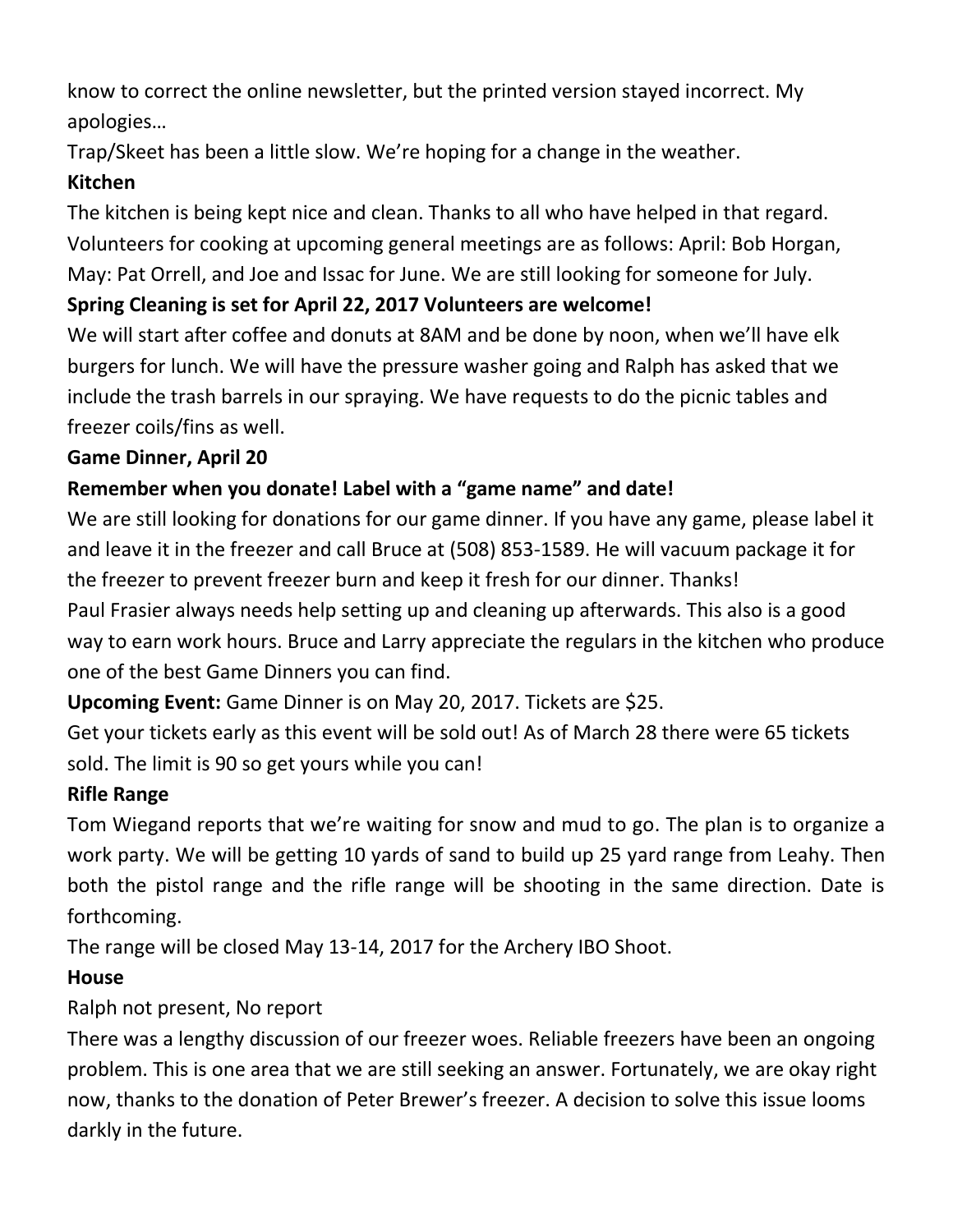know to correct the online newsletter, but the printed version stayed incorrect. My apologies…

Trap/Skeet has been a little slow. We're hoping for a change in the weather.

**Kitchen**

The kitchen is being kept nice and clean. Thanks to all who have helped in that regard. Volunteers for cooking at upcoming general meetings are as follows: April: Bob Horgan, May: Pat Orrell, and Joe and Issac for June. We are still looking for someone for July.

**Spring Cleaning is set for April 22, 2017 Volunteers are welcome!**

We will start after coffee and donuts at 8AM and be done by noon, when we'll have elk burgers for lunch. We will have the pressure washer going and Ralph has asked that we include the trash barrels in our spraying. We have requests to do the picnic tables and freezer coils/fins as well.

**Game Dinner, April 20**

**Remember when you donate! Label with a "game name" and date!**

We are still looking for donations for our game dinner. If you have any game, please label it and leave it in the freezer and call Bruce at (508) 853-1589. He will vacuum package it for the freezer to prevent freezer burn and keep it fresh for our dinner. Thanks!

Paul Frasier always needs help setting up and cleaning up afterwards. This also is a good way to earn work hours. Bruce and Larry appreciate the regulars in the kitchen who produce one of the best Game Dinners you can find.

**Upcoming Event:** Game Dinner is on May 20, 2017. Tickets are $25.

Get your tickets early as this event will be sold out! As of March 28 there were 65 tickets sold. The limit is 90 so get yours while you can!

**Rifle Range**

Tom Wiegand reports that we're waiting for snow and mud to go. The plan is to organize a work party. We will be getting 10 yards of sand to build up 25 yard range from Leahy. Then both the pistol range and the rifle range will be shooting in the same direction. Date is forthcoming.

The range will be closed May 13-14, 2017 for the Archery IBO Shoot.

**House**

Ralph not present, No report

There was a lengthy discussion of our freezer woes. Reliable freezers have been an ongoing problem. This is one area that we are still seeking an answer. Fortunately, we are okay right now, thanks to the donation of Peter Brewer's freezer. A decision to solve this issue looms darkly in the future.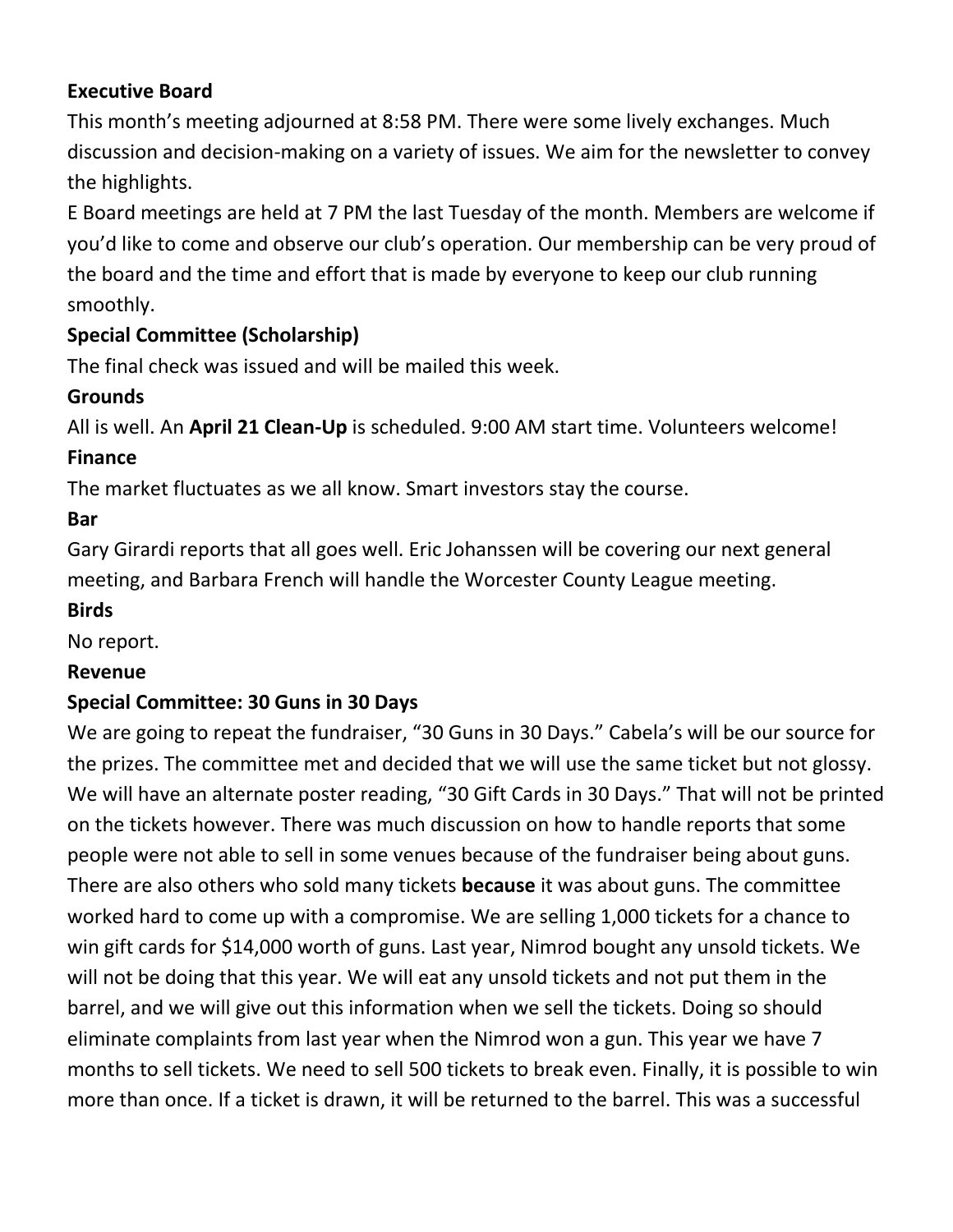**Executive Board**

This month's meeting adjourned at 8:58 PM. There were some lively exchanges. Much discussion and decision-making on a variety of issues. We aim for the newsletter to convey the highlights.

E Board meetings are held at 7 PM the last Tuesday of the month. Members are welcome if you'd like to come and observe our club's operation. Our membership can be very proud of the board and the time and effort that is made by everyone to keep our club running smoothly.

**Special Committee (Scholarship)**

The final check was issued and will be mailed this week.

**Grounds**

All is well. An **April 21 Clean-Up** is scheduled. 9:00 AM start time. Volunteers welcome!

**Finance**

The market fluctuates as we all know. Smart investors stay the course.

**Bar**

Gary Girardi reports that all goes well. Eric Johanssen will be covering our next general meeting, and Barbara French will handle the Worcester County League meeting.

**Birds**

No report.

**Revenue**

**Special Committee: 30 Guns in 30 Days**

We are going to repeat the fundraiser, "30 Guns in 30 Days." Cabela's will be our source for the prizes. The committee met and decided that we will use the same ticket but not glossy. We will have an alternate poster reading, "30 Gift Cards in 30 Days." That will not be printed on the tickets however. There was much discussion on how to handle reports that some people were not able to sell in some venues because of the fundraiser being about guns. There are also others who sold many tickets **because** it was about guns. The committee worked hard to come up with a compromise. We are selling 1,000 tickets for a chance to win gift cards for $14,000 worth of guns. Last year, Nimrod bought any unsold tickets. We will not be doing that this year. We will eat any unsold tickets and not put them in the barrel, and we will give out this information when we sell the tickets. Doing so should eliminate complaints from last year when the Nimrod won a gun. This year we have 7 months to sell tickets. We need to sell 500 tickets to break even. Finally, it is possible to win more than once. If a ticket is drawn, it will be returned to the barrel. This was a successful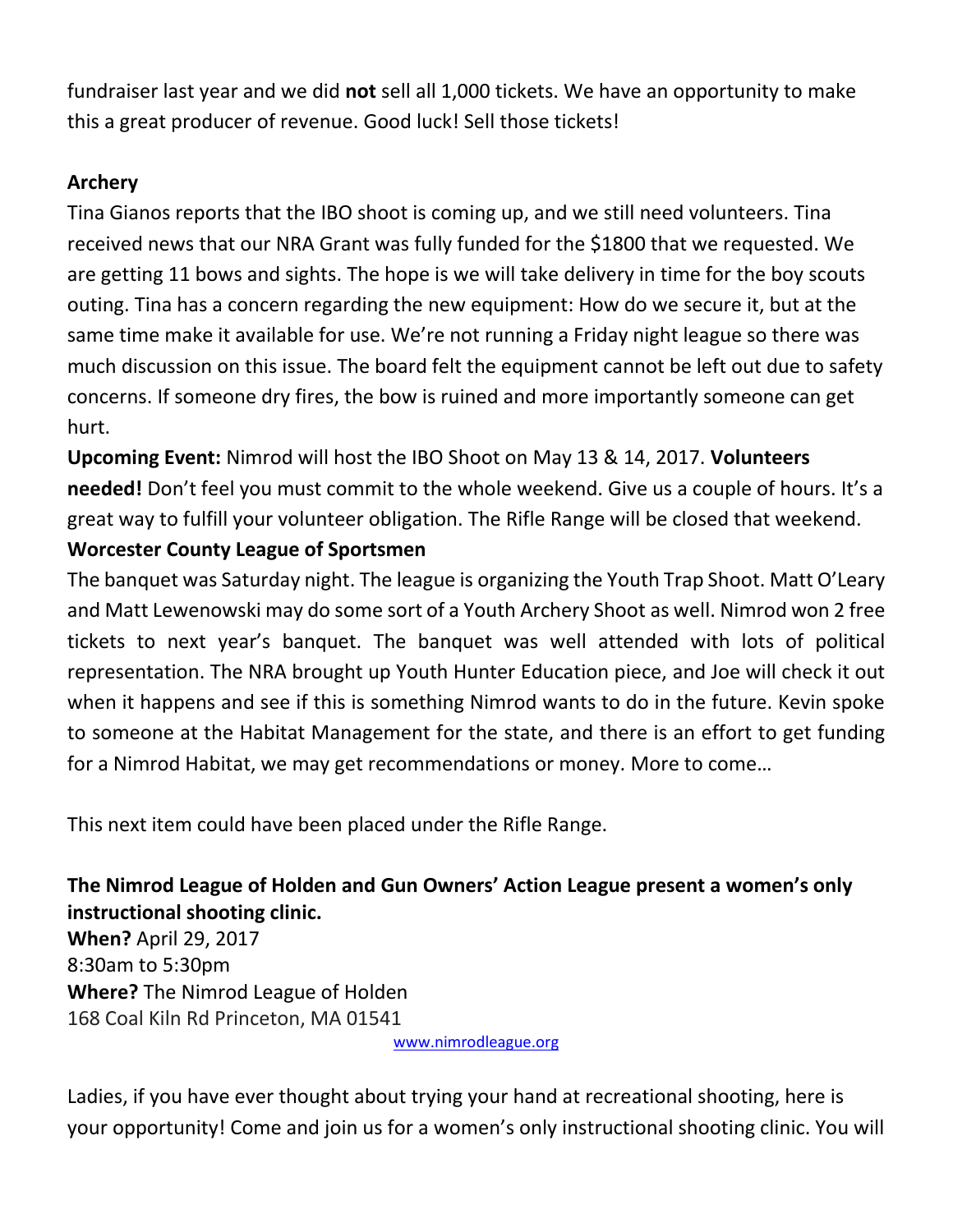fundraiser last year and we did **not** sell all 1,000 tickets. We have an opportunity to make this a great producer of revenue. Good luck! Sell those tickets!

**Archery**

Tina Gianos reports that the IBO shoot is coming up, and we still need volunteers. Tina received news that our NRA Grant was fully funded for the $1800 that we requested. We are getting 11 bows and sights. The hope is we will take delivery in time for the boy scouts outing. Tina has a concern regarding the new equipment: How do we secure it, but at the same time make it available for use. We're not running a Friday night league so there was much discussion on this issue. The board felt the equipment cannot be left out due to safety concerns. If someone dry fires, the bow is ruined and more importantly someone can get hurt.

**Upcoming Event:** Nimrod will host the IBO Shoot on May 13 & 14, 2017. **Volunteers needed!** Don't feel you must commit to the whole weekend. Give us a couple of hours. It's a great way to fulfill your volunteer obligation. The Rifle Range will be closed that weekend.

**Worcester County League of Sportsmen**

The banquet was Saturday night. The league is organizing the Youth Trap Shoot. Matt O'Leary and Matt Lewenowski may do some sort of a Youth Archery Shoot as well. Nimrod won 2 free tickets to next year's banquet. The banquet was well attended with lots of political representation. The NRA brought up Youth Hunter Education piece, and Joe will check it out when it happens and see if this is something Nimrod wants to do in the future. Kevin spoke to someone at the Habitat Management for the state, and there is an effort to get funding for a Nimrod Habitat, we may get recommendations or money. More to come…

This next item could have been placed under the Rifle Range.

**The Nimrod League of Holden and Gun Owners' Action League present a women's only instructional shooting clinic.**

**When?** April 29, 2017
8:30am to 5:30pm
**Where?** The Nimrod League of Holden
168 Coal Kiln Rd Princeton, MA 01541
www.nimrodleague.org

Ladies, if you have ever thought about trying your hand at recreational shooting, here is your opportunity! Come and join us for a women's only instructional shooting clinic. You will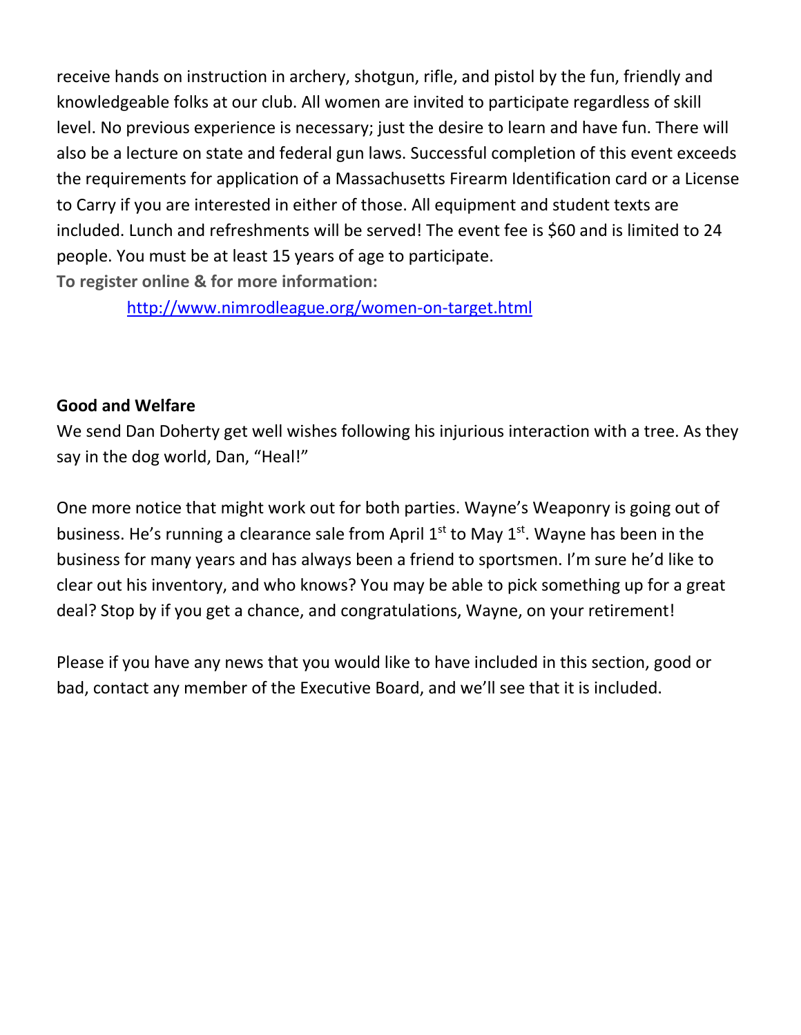receive hands on instruction in archery, shotgun, rifle, and pistol by the fun, friendly and knowledgeable folks at our club. All women are invited to participate regardless of skill level. No previous experience is necessary; just the desire to learn and have fun. There will also be a lecture on state and federal gun laws. Successful completion of this event exceeds the requirements for application of a Massachusetts Firearm Identification card or a License to Carry if you are interested in either of those. All equipment and student texts are included. Lunch and refreshments will be served! The event fee is $60 and is limited to 24 people. You must be at least 15 years of age to participate.

**To register online & for more information:**

http://www.nimrodleague.org/women-on-target.html

**Good and Welfare**

We send Dan Doherty get well wishes following his injurious interaction with a tree. As they say in the dog world, Dan, "Heal!"

One more notice that might work out for both parties. Wayne's Weaponry is going out of business. He's running a clearance sale from April 1st to May 1st. Wayne has been in the business for many years and has always been a friend to sportsmen. I'm sure he'd like to clear out his inventory, and who knows? You may be able to pick something up for a great deal? Stop by if you get a chance, and congratulations, Wayne, on your retirement!

Please if you have any news that you would like to have included in this section, good or bad, contact any member of the Executive Board, and we'll see that it is included.